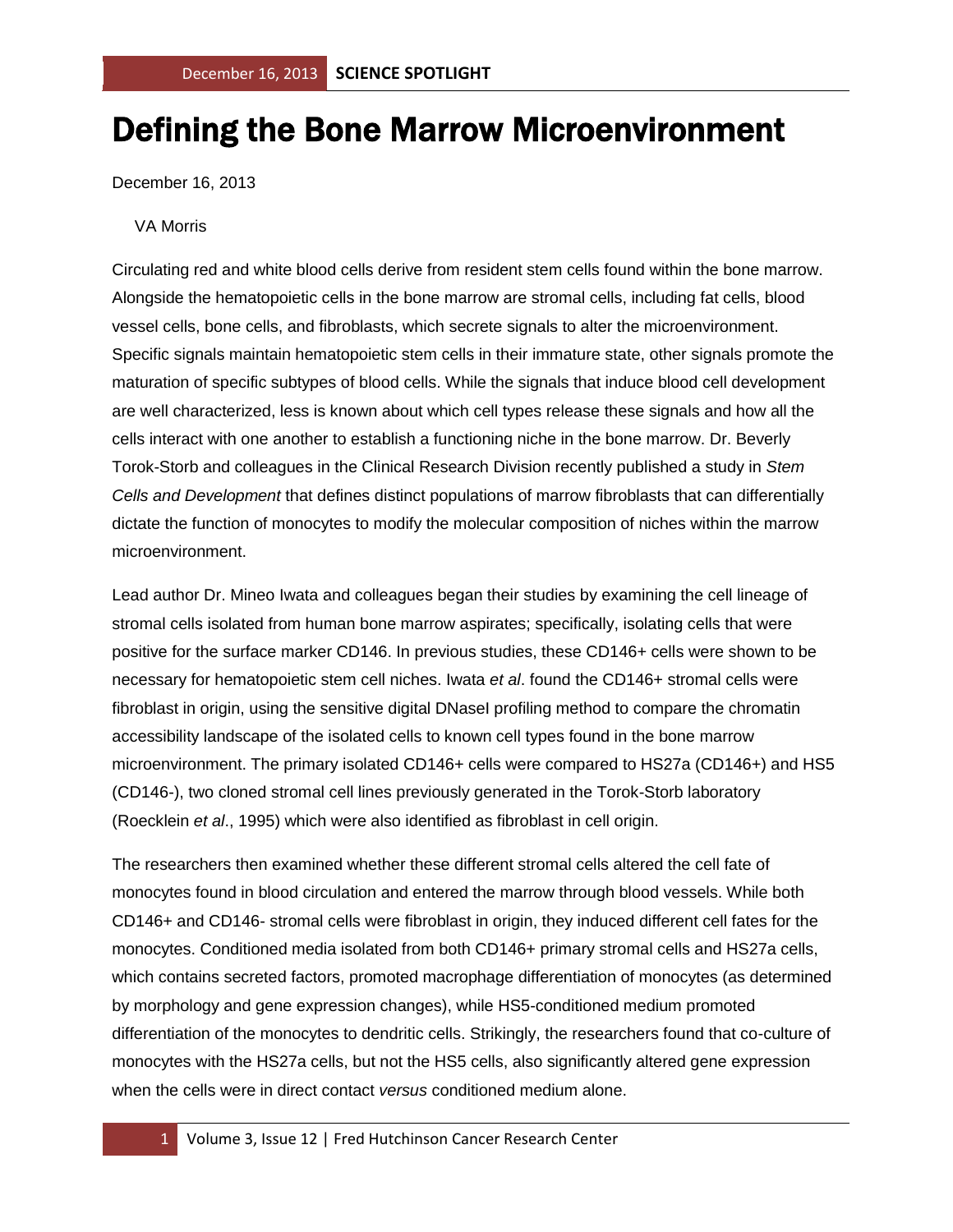# Defining the Bone Marrow Microenvironment

December 16, 2013

VA Morris

Circulating red and white blood cells derive from resident stem cells found within the bone marrow. Alongside the hematopoietic cells in the bone marrow are stromal cells, including fat cells, blood vessel cells, bone cells, and fibroblasts, which secrete signals to alter the microenvironment. Specific signals maintain hematopoietic stem cells in their immature state, other signals promote the maturation of specific subtypes of blood cells. While the signals that induce blood cell development are well characterized, less is known about which cell types release these signals and how all the cells interact with one another to establish a functioning niche in the bone marrow. Dr. Beverly Torok-Storb and colleagues in the Clinical Research Division recently published a study in *Stem Cells and Development* that defines distinct populations of marrow fibroblasts that can differentially dictate the function of monocytes to modify the molecular composition of niches within the marrow microenvironment.

Lead author Dr. Mineo Iwata and colleagues began their studies by examining the cell lineage of stromal cells isolated from human bone marrow aspirates; specifically, isolating cells that were positive for the surface marker CD146. In previous studies, these CD146+ cells were shown to be necessary for hematopoietic stem cell niches. Iwata *et al*. found the CD146+ stromal cells were fibroblast in origin, using the sensitive digital DNaseI profiling method to compare the chromatin accessibility landscape of the isolated cells to known cell types found in the bone marrow microenvironment. The primary isolated CD146+ cells were compared to HS27a (CD146+) and HS5 (CD146-), two cloned stromal cell lines previously generated in the Torok-Storb laboratory (Roecklein *et al*., 1995) which were also identified as fibroblast in cell origin.

The researchers then examined whether these different stromal cells altered the cell fate of monocytes found in blood circulation and entered the marrow through blood vessels. While both CD146+ and CD146- stromal cells were fibroblast in origin, they induced different cell fates for the monocytes. Conditioned media isolated from both CD146+ primary stromal cells and HS27a cells, which contains secreted factors, promoted macrophage differentiation of monocytes (as determined by morphology and gene expression changes), while HS5-conditioned medium promoted differentiation of the monocytes to dendritic cells. Strikingly, the researchers found that co-culture of monocytes with the HS27a cells, but not the HS5 cells, also significantly altered gene expression when the cells were in direct contact *versus* conditioned medium alone.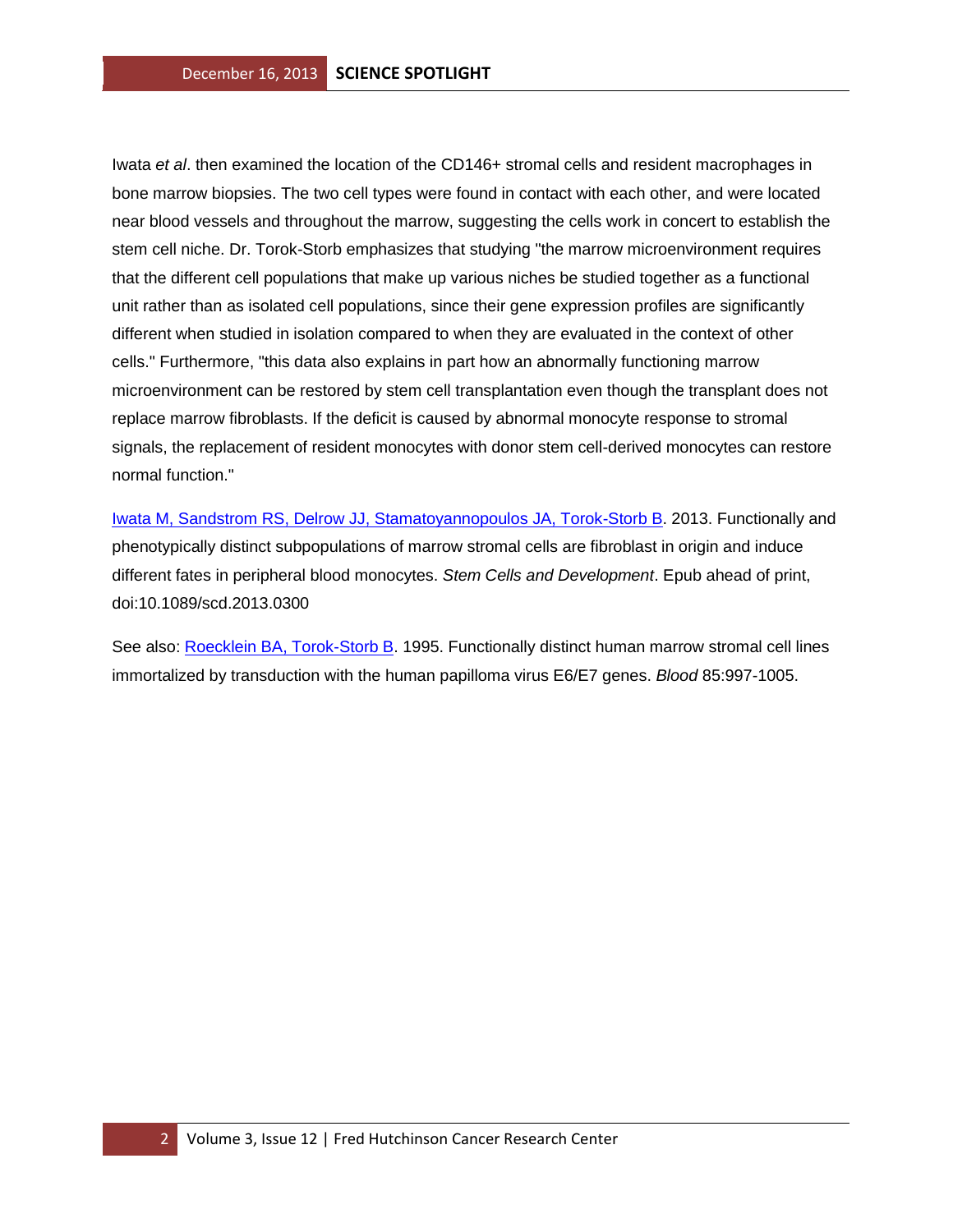Iwata *et al*. then examined the location of the CD146+ stromal cells and resident macrophages in bone marrow biopsies. The two cell types were found in contact with each other, and were located near blood vessels and throughout the marrow, suggesting the cells work in concert to establish the stem cell niche. Dr. Torok-Storb emphasizes that studying "the marrow microenvironment requires that the different cell populations that make up various niches be studied together as a functional unit rather than as isolated cell populations, since their gene expression profiles are significantly different when studied in isolation compared to when they are evaluated in the context of other cells." Furthermore, "this data also explains in part how an abnormally functioning marrow microenvironment can be restored by stem cell transplantation even though the transplant does not replace marrow fibroblasts. If the deficit is caused by abnormal monocyte response to stromal signals, the replacement of resident monocytes with donor stem cell-derived monocytes can restore normal function."

Iwata M, Sandstrom RS, Delrow JJ, Stamatoyannopoulos JA, Torok-Storb B. 2013. Functionally and phenotypically distinct subpopulations of marrow stromal cells are fibroblast in origin and induce different fates in peripheral blood monocytes. *Stem Cells and Development*. Epub ahead of print, doi:10.1089/scd.2013.0300

See also: Roecklein BA, Torok-Storb B. 1995. Functionally distinct human marrow stromal cell lines immortalized by transduction with the human papilloma virus E6/E7 genes. *Blood* 85:997-1005.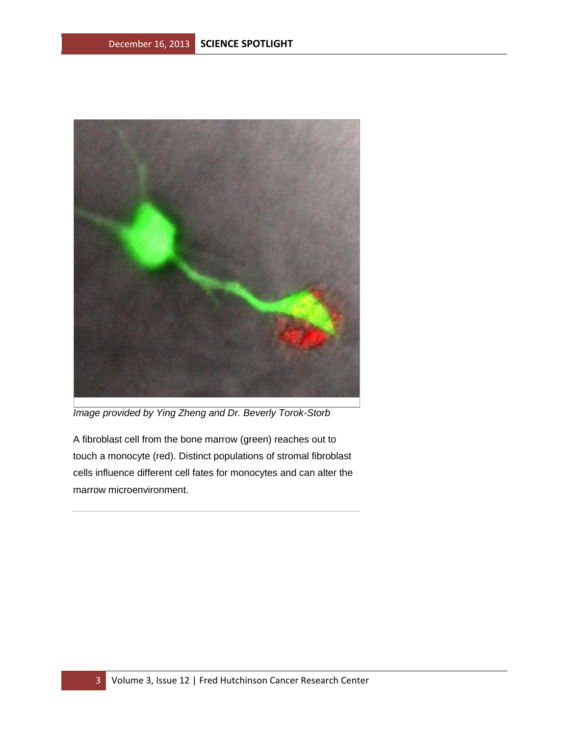*Image provided by Ying Zheng and Dr. Beverly Torok-Storb*

A fibroblast cell from the bone marrow (green) reaches out to touch a monocyte (red). Distinct populations of stromal fibroblast cells influence different cell fates for monocytes and can alter the marrow microenvironment.